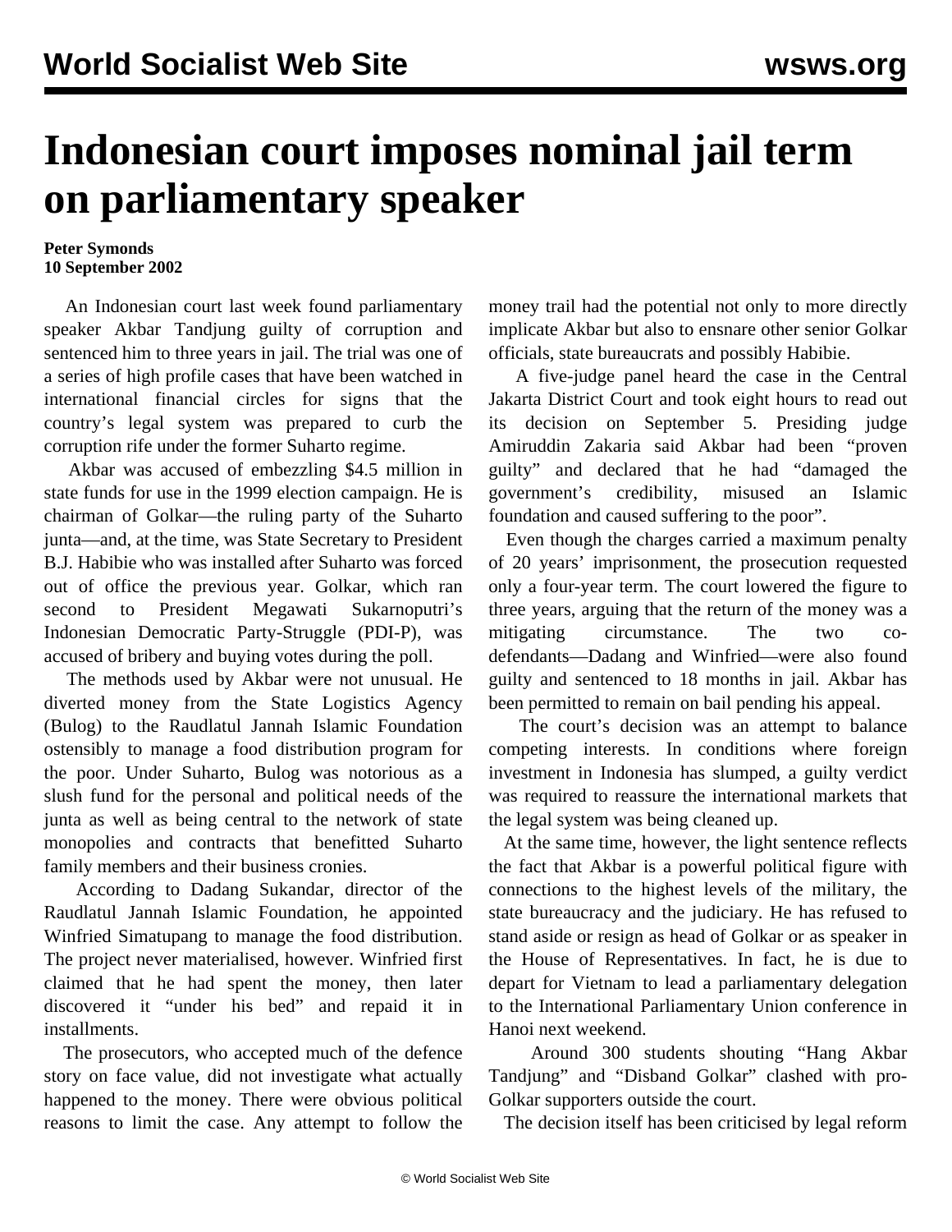# Indonesian court imposes nominal jail term on parliamentary speaker

**Peter Symonds**
**10 September 2002**

An Indonesian court last week found parliamentary speaker Akbar Tandjung guilty of corruption and sentenced him to three years in jail. The trial was one of a series of high profile cases that have been watched in international financial circles for signs that the country's legal system was prepared to curb the corruption rife under the former Suharto regime.

Akbar was accused of embezzling $4.5 million in state funds for use in the 1999 election campaign. He is chairman of Golkar—the ruling party of the Suharto junta—and, at the time, was State Secretary to President B.J. Habibie who was installed after Suharto was forced out of office the previous year. Golkar, which ran second to President Megawati Sukarnoputri's Indonesian Democratic Party-Struggle (PDI-P), was accused of bribery and buying votes during the poll.

The methods used by Akbar were not unusual. He diverted money from the State Logistics Agency (Bulog) to the Raudlatul Jannah Islamic Foundation ostensibly to manage a food distribution program for the poor. Under Suharto, Bulog was notorious as a slush fund for the personal and political needs of the junta as well as being central to the network of state monopolies and contracts that benefitted Suharto family members and their business cronies.

According to Dadang Sukandar, director of the Raudlatul Jannah Islamic Foundation, he appointed Winfried Simatupang to manage the food distribution. The project never materialised, however. Winfried first claimed that he had spent the money, then later discovered it "under his bed" and repaid it in installments.

The prosecutors, who accepted much of the defence story on face value, did not investigate what actually happened to the money. There were obvious political reasons to limit the case. Any attempt to follow the money trail had the potential not only to more directly implicate Akbar but also to ensnare other senior Golkar officials, state bureaucrats and possibly Habibie.

A five-judge panel heard the case in the Central Jakarta District Court and took eight hours to read out its decision on September 5. Presiding judge Amiruddin Zakaria said Akbar had been "proven guilty" and declared that he had "damaged the government's credibility, misused an Islamic foundation and caused suffering to the poor".

Even though the charges carried a maximum penalty of 20 years' imprisonment, the prosecution requested only a four-year term. The court lowered the figure to three years, arguing that the return of the money was a mitigating circumstance. The two co-defendants—Dadang and Winfried—were also found guilty and sentenced to 18 months in jail. Akbar has been permitted to remain on bail pending his appeal.

The court's decision was an attempt to balance competing interests. In conditions where foreign investment in Indonesia has slumped, a guilty verdict was required to reassure the international markets that the legal system was being cleaned up.

At the same time, however, the light sentence reflects the fact that Akbar is a powerful political figure with connections to the highest levels of the military, the state bureaucracy and the judiciary. He has refused to stand aside or resign as head of Golkar or as speaker in the House of Representatives. In fact, he is due to depart for Vietnam to lead a parliamentary delegation to the International Parliamentary Union conference in Hanoi next weekend.

Around 300 students shouting "Hang Akbar Tandjung" and "Disband Golkar" clashed with pro-Golkar supporters outside the court.

The decision itself has been criticised by legal reform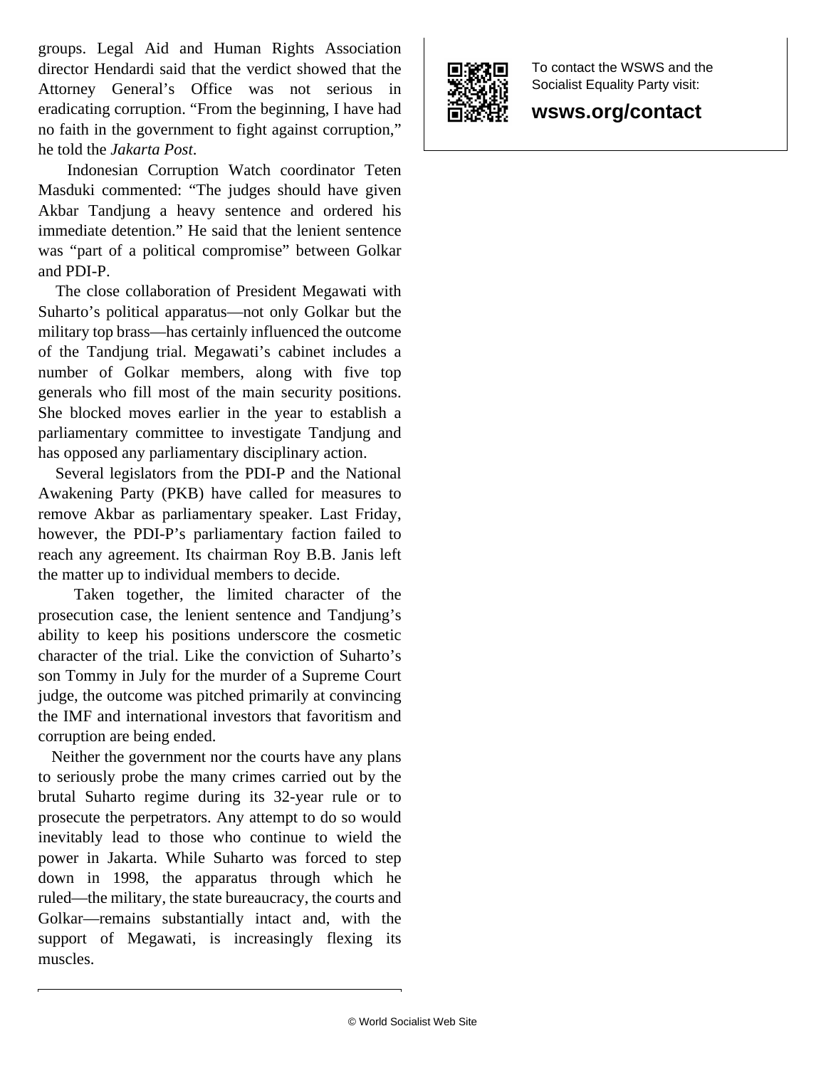groups. Legal Aid and Human Rights Association director Hendardi said that the verdict showed that the Attorney General's Office was not serious in eradicating corruption. "From the beginning, I have had no faith in the government to fight against corruption," he told the *Jakarta Post*.

Indonesian Corruption Watch coordinator Teten Masduki commented: "The judges should have given Akbar Tandjung a heavy sentence and ordered his immediate detention." He said that the lenient sentence was "part of a political compromise" between Golkar and PDI-P.

The close collaboration of President Megawati with Suharto's political apparatus—not only Golkar but the military top brass—has certainly influenced the outcome of the Tandjung trial. Megawati's cabinet includes a number of Golkar members, along with five top generals who fill most of the main security positions. She blocked moves earlier in the year to establish a parliamentary committee to investigate Tandjung and has opposed any parliamentary disciplinary action.

Several legislators from the PDI-P and the National Awakening Party (PKB) have called for measures to remove Akbar as parliamentary speaker. Last Friday, however, the PDI-P's parliamentary faction failed to reach any agreement. Its chairman Roy B.B. Janis left the matter up to individual members to decide.

Taken together, the limited character of the prosecution case, the lenient sentence and Tandjung's ability to keep his positions underscore the cosmetic character of the trial. Like the conviction of Suharto's son Tommy in July for the murder of a Supreme Court judge, the outcome was pitched primarily at convincing the IMF and international investors that favoritism and corruption are being ended.

Neither the government nor the courts have any plans to seriously probe the many crimes carried out by the brutal Suharto regime during its 32-year rule or to prosecute the perpetrators. Any attempt to do so would inevitably lead to those who continue to wield the power in Jakarta. While Suharto was forced to step down in 1998, the apparatus through which he ruled—the military, the state bureaucracy, the courts and Golkar—remains substantially intact and, with the support of Megawati, is increasingly flexing its muscles.

To contact the WSWS and the Socialist Equality Party visit:

**wsws.org/contact**